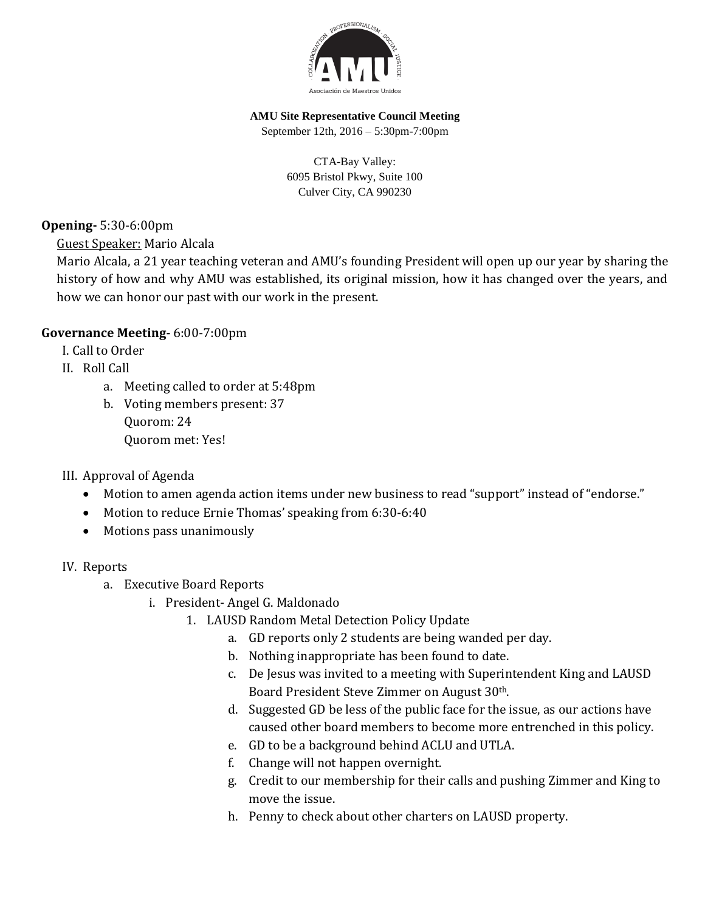**AMU Site Representative Council Meeting**
September 12th, 2016 – 5:30pm-7:00pm

CTA-Bay Valley:
6095 Bristol Pkwy, Suite 100
Culver City, CA 990230

**Opening-** 5:30-6:00pm

Guest Speaker: Mario Alcala

Mario Alcala, a 21 year teaching veteran and AMU's founding President will open up our year by sharing the history of how and why AMU was established, its original mission, how it has changed over the years, and how we can honor our past with our work in the present.

**Governance Meeting-** 6:00-7:00pm

I. Call to Order

II. Roll Call
   a. Meeting called to order at 5:48pm
   b. Voting members present: 37
      Quorom: 24
      Quorom met: Yes!

III. Approval of Agenda
   - Motion to amen agenda action items under new business to read "support" instead of "endorse."
   - Motion to reduce Ernie Thomas' speaking from 6:30-6:40
   - Motions pass unanimously

IV. Reports
   a. Executive Board Reports
      i. President- Angel G. Maldonado
         1. LAUSD Random Metal Detection Policy Update
            a. GD reports only 2 students are being wanded per day.
            b. Nothing inappropriate has been found to date.
            c. De Jesus was invited to a meeting with Superintendent King and LAUSD Board President Steve Zimmer on August 30th.
            d. Suggested GD be less of the public face for the issue, as our actions have caused other board members to become more entrenched in this policy.
            e. GD to be a background behind ACLU and UTLA.
            f. Change will not happen overnight.
            g. Credit to our membership for their calls and pushing Zimmer and King to move the issue.
            h. Penny to check about other charters on LAUSD property.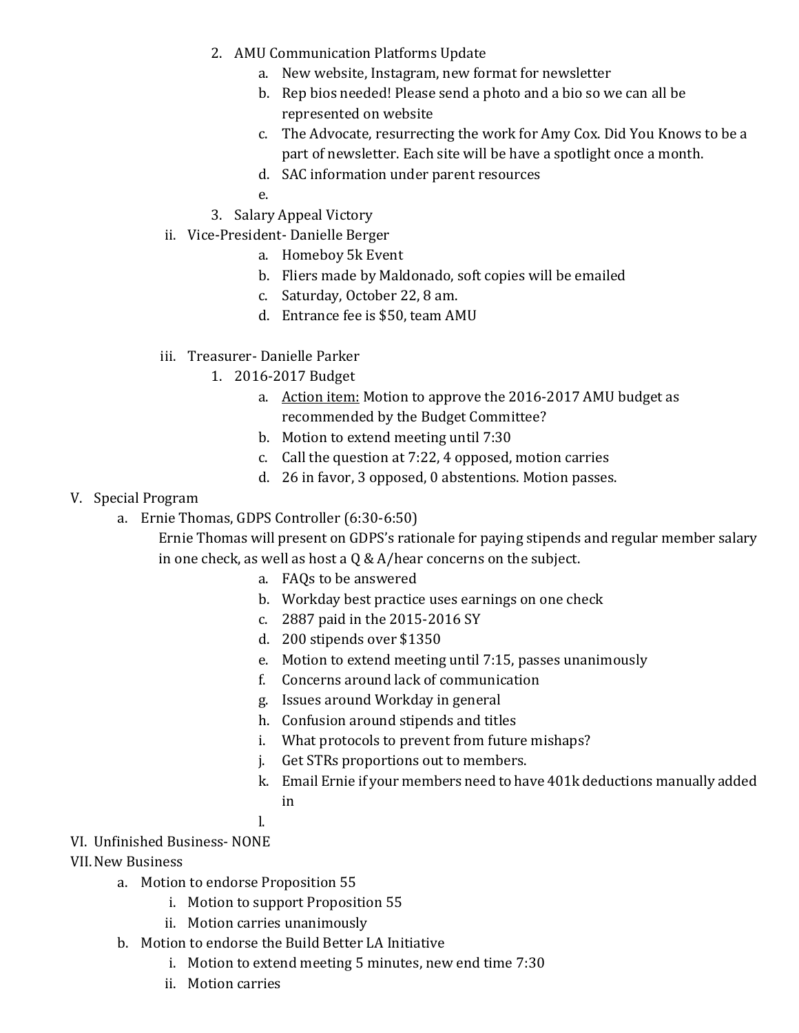2. AMU Communication Platforms Update
    a. New website, Instagram, new format for newsletter
    b. Rep bios needed! Please send a photo and a bio so we can all be represented on website
    c. The Advocate, resurrecting the work for Amy Cox. Did You Knows to be a part of newsletter. Each site will be have a spotlight once a month.
    d. SAC information under parent resources
    e.
3. Salary Appeal Victory

ii. Vice-President- Danielle Berger
    a. Homeboy 5k Event
    b. Fliers made by Maldonado, soft copies will be emailed
    c. Saturday, October 22, 8 am.
    d. Entrance fee is $50, team AMU

iii. Treasurer- Danielle Parker
1. 2016-2017 Budget
    a. Action item: Motion to approve the 2016-2017 AMU budget as recommended by the Budget Committee?
    b. Motion to extend meeting until 7:30
    c. Call the question at 7:22, 4 opposed, motion carries
    d. 26 in favor, 3 opposed, 0 abstentions. Motion passes.

V. Special Program
  a. Ernie Thomas, GDPS Controller (6:30-6:50)
     Ernie Thomas will present on GDPS's rationale for paying stipends and regular member salary in one check, as well as host a Q & A/hear concerns on the subject.
       a. FAQs to be answered
       b. Workday best practice uses earnings on one check
       c. 2887 paid in the 2015-2016 SY
       d. 200 stipends over $1350
       e. Motion to extend meeting until 7:15, passes unanimously
       f. Concerns around lack of communication
       g. Issues around Workday in general
       h. Confusion around stipends and titles
       i. What protocols to prevent from future mishaps?
       j. Get STRs proportions out to members.
       k. Email Ernie if your members need to have 401k deductions manually added in
       l.

VI. Unfinished Business- NONE

VII. New Business
  a. Motion to endorse Proposition 55
     i. Motion to support Proposition 55
     ii. Motion carries unanimously
  b. Motion to endorse the Build Better LA Initiative
     i. Motion to extend meeting 5 minutes, new end time 7:30
     ii. Motion carries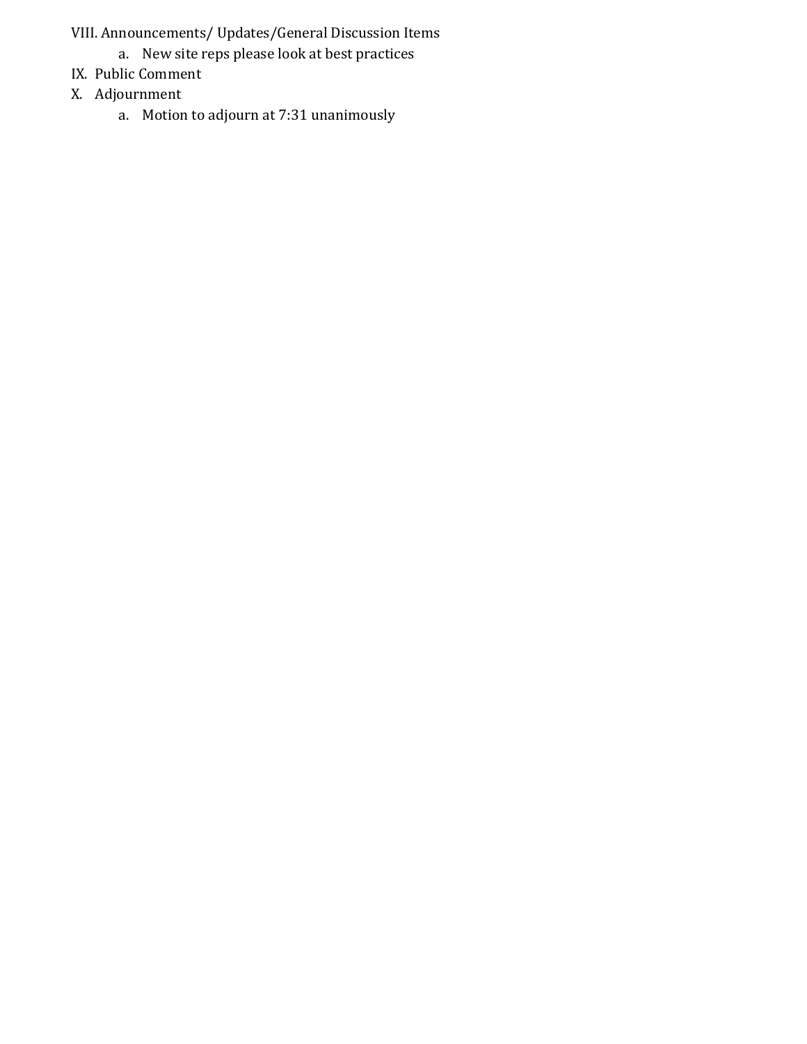VIII. Announcements/ Updates/General Discussion Items
   a. New site reps please look at best practices

IX. Public Comment

X. Adjournment
   a. Motion to adjourn at 7:31 unanimously